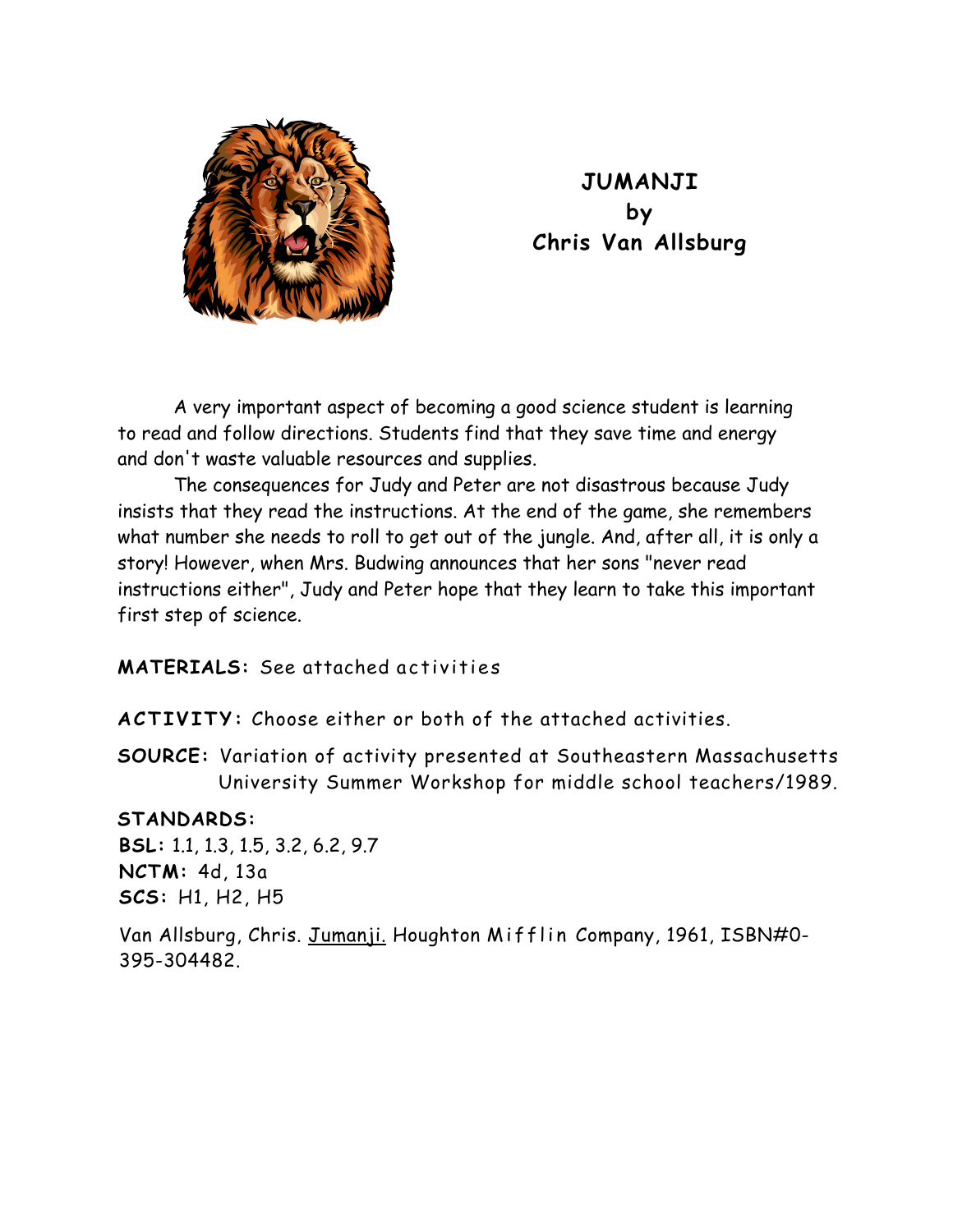# JUMANJI
# by
# Chris Van Allsburg

A very important aspect of becoming a good science student is learning to read and follow directions. Students find that they save time and energy and don't waste valuable resources and supplies.

The consequences for Judy and Peter are not disastrous because Judy insists that they read the instructions. At the end of the game, she remembers what number she needs to roll to get out of the jungle. And, after all, it is only a story! However, when Mrs. Budwing announces that her sons "never read instructions either", Judy and Peter hope that they learn to take this important first step of science.

**MATERIALS:** See attached activities

**ACTIVITY:** Choose either or both of the attached activities.

**SOURCE:** Variation of activity presented at Southeastern Massachusetts University Summer Workshop for middle school teachers/1989.

**STANDARDS:**
**BSL:** 1.1, 1.3, 1.5, 3.2, 6.2, 9.7
**NCTM:** 4d, 13a
**SCS:** H1, H2, H5

Van Allsburg, Chris. Jumanji. Houghton Mifflin Company, 1961, ISBN#0-395-304482.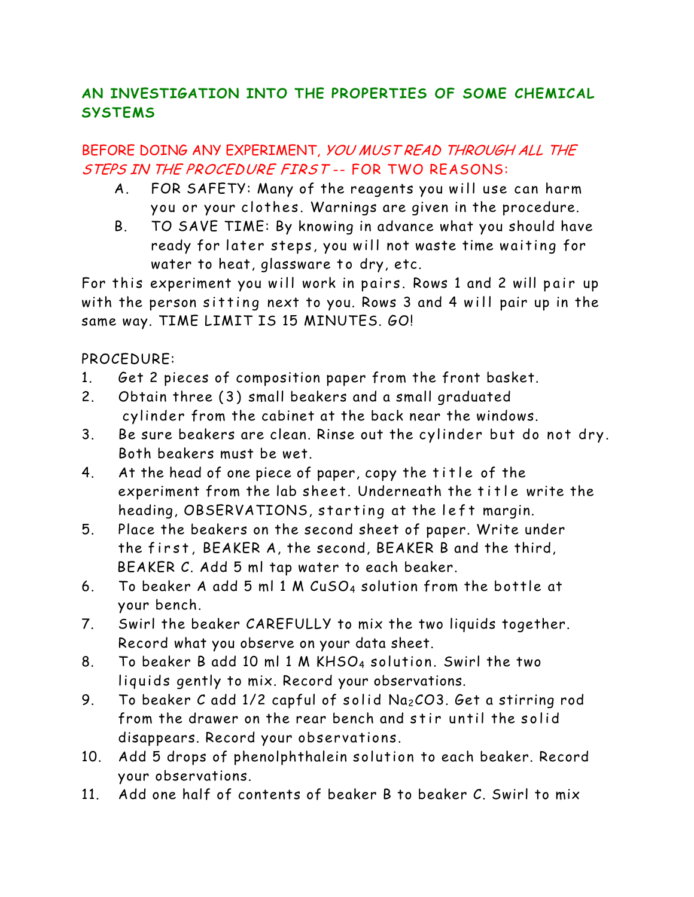## AN INVESTIGATION INTO THE PROPERTIES OF SOME CHEMICAL SYSTEMS

BEFORE DOING ANY EXPERIMENT, *YOU MUST READ THROUGH ALL THE STEPS IN THE PROCEDURE FIRST* -- FOR TWO REASONS:

A. FOR SAFETY: Many of the reagents you will use can harm you or your clothes. Warnings are given in the procedure.

B. TO SAVE TIME: By knowing in advance what you should have ready for later steps, you will not waste time waiting for water to heat, glassware to dry, etc.

For this experiment you will work in pairs. Rows 1 and 2 will pair up with the person sitting next to you. Rows 3 and 4 will pair up in the same way. TIME LIMIT IS 15 MINUTES. GO!

PROCEDURE:

1. Get 2 pieces of composition paper from the front basket.
2. Obtain three (3) small beakers and a small graduated cylinder from the cabinet at the back near the windows.
3. Be sure beakers are clean. Rinse out the cylinder but do not dry. Both beakers must be wet.
4. At the head of one piece of paper, copy the title of the experiment from the lab sheet. Underneath the title write the heading, OBSERVATIONS, starting at the left margin.
5. Place the beakers on the second sheet of paper. Write under the first, BEAKER A, the second, BEAKER B and the third, BEAKER C. Add 5 ml tap water to each beaker.
6. To beaker A add 5 ml 1 M $CuSO_4$ solution from the bottle at your bench.
7. Swirl the beaker CAREFULLY to mix the two liquids together. Record what you observe on your data sheet.
8. To beaker B add 10 ml 1 M $KHSO_4$ solution. Swirl the two liquids gently to mix. Record your observations.
9. To beaker C add 1/2 capful of solid $Na_2CO_3$. Get a stirring rod from the drawer on the rear bench and stir until the solid disappears. Record your observations.
10. Add 5 drops of phenolphthalein solution to each beaker. Record your observations.
11. Add one half of contents of beaker B to beaker C. Swirl to mix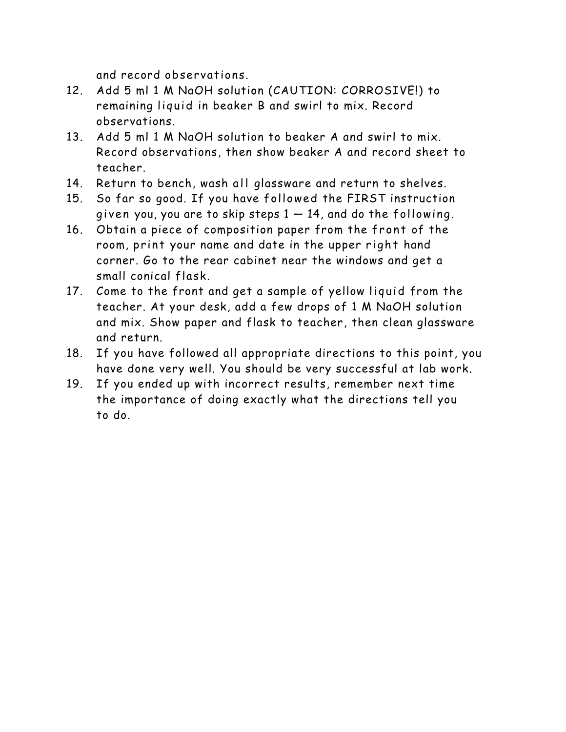and record observations.

12. Add 5 ml 1 M NaOH solution (CAUTION: CORROSIVE!) to remaining liquid in beaker B and swirl to mix. Record observations.
13. Add 5 ml 1 M NaOH solution to beaker A and swirl to mix. Record observations, then show beaker A and record sheet to teacher.
14. Return to bench, wash all glassware and return to shelves.
15. So far so good. If you have followed the FIRST instruction given you, you are to skip steps 1 — 14, and do the following.
16. Obtain a piece of composition paper from the front of the room, print your name and date in the upper right hand corner. Go to the rear cabinet near the windows and get a small conical flask.
17. Come to the front and get a sample of yellow liquid from the teacher. At your desk, add a few drops of 1 M NaOH solution and mix. Show paper and flask to teacher, then clean glassware and return.
18. If you have followed all appropriate directions to this point, you have done very well. You should be very successful at lab work.
19. If you ended up with incorrect results, remember next time the importance of doing exactly what the directions tell you to do.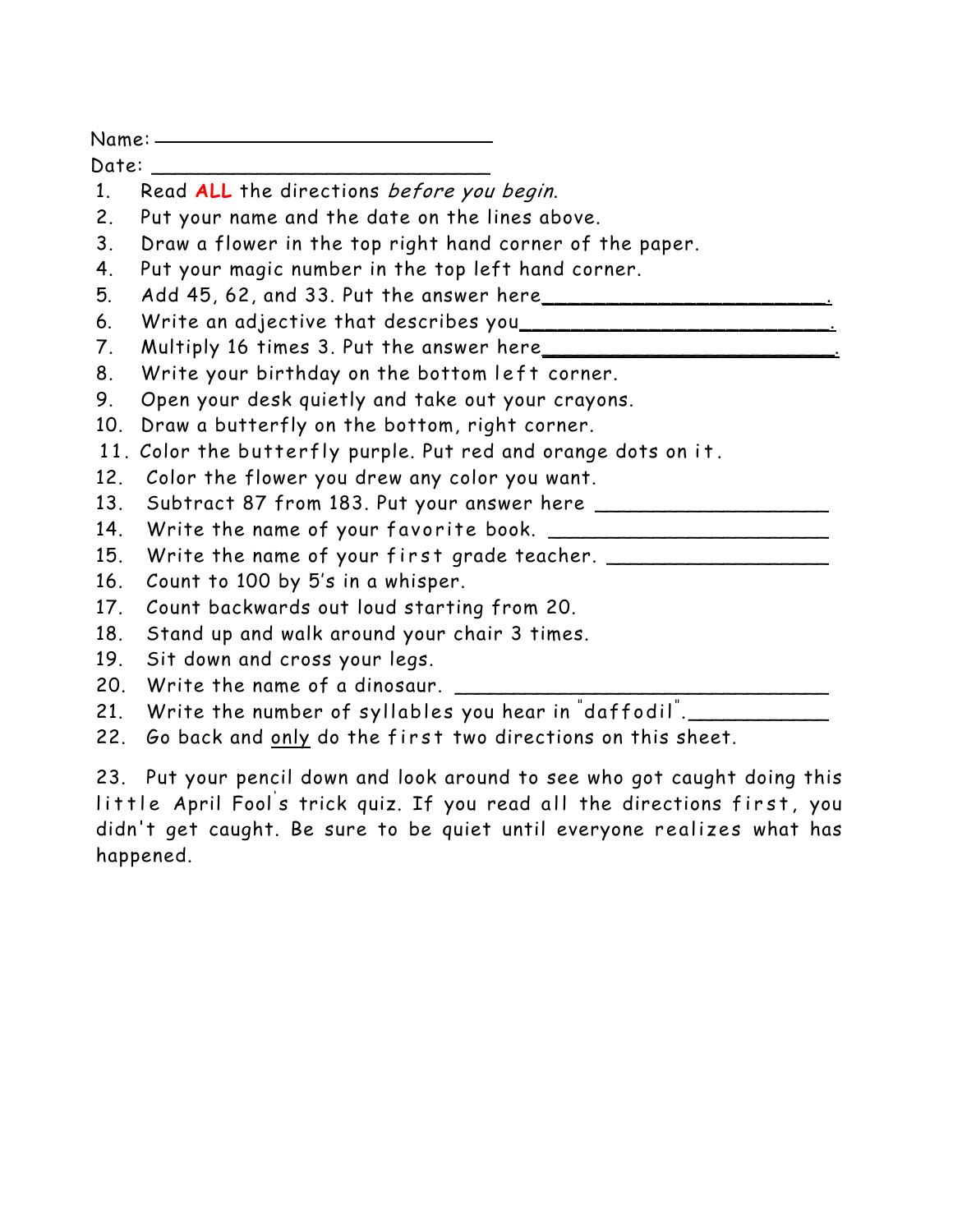Name: ____________________________

Date: ____________________________

1. Read **ALL** the directions *before you begin.*
2. Put your name and the date on the lines above.
3. Draw a flower in the top right hand corner of the paper.
4. Put your magic number in the top left hand corner.
5. Add 45, 62, and 33. Put the answer here________________________.
6. Write an adjective that describes you________________________.
7. Multiply 16 times 3. Put the answer here________________________.
8. Write your birthday on the bottom left corner.
9. Open your desk quietly and take out your crayons.
10. Draw a butterfly on the bottom, right corner.
11. Color the butterfly purple. Put red and orange dots on it.
12. Color the flower you drew any color you want.
13. Subtract 87 from 183. Put your answer here ____________________
14. Write the name of your favorite book. ________________________
15. Write the name of your first grade teacher. ____________________
16. Count to 100 by 5's in a whisper.
17. Count backwards out loud starting from 20.
18. Stand up and walk around your chair 3 times.
19. Sit down and cross your legs.
20. Write the name of a dinosaur. ________________________________
21. Write the number of syllables you hear in "daffodil".____________
22. Go back and <u>only</u> do the first two directions on this sheet.

23. Put your pencil down and look around to see who got caught doing this little April Fool's trick quiz. If you read all the directions first, you didn't get caught. Be sure to be quiet until everyone realizes what has happened.